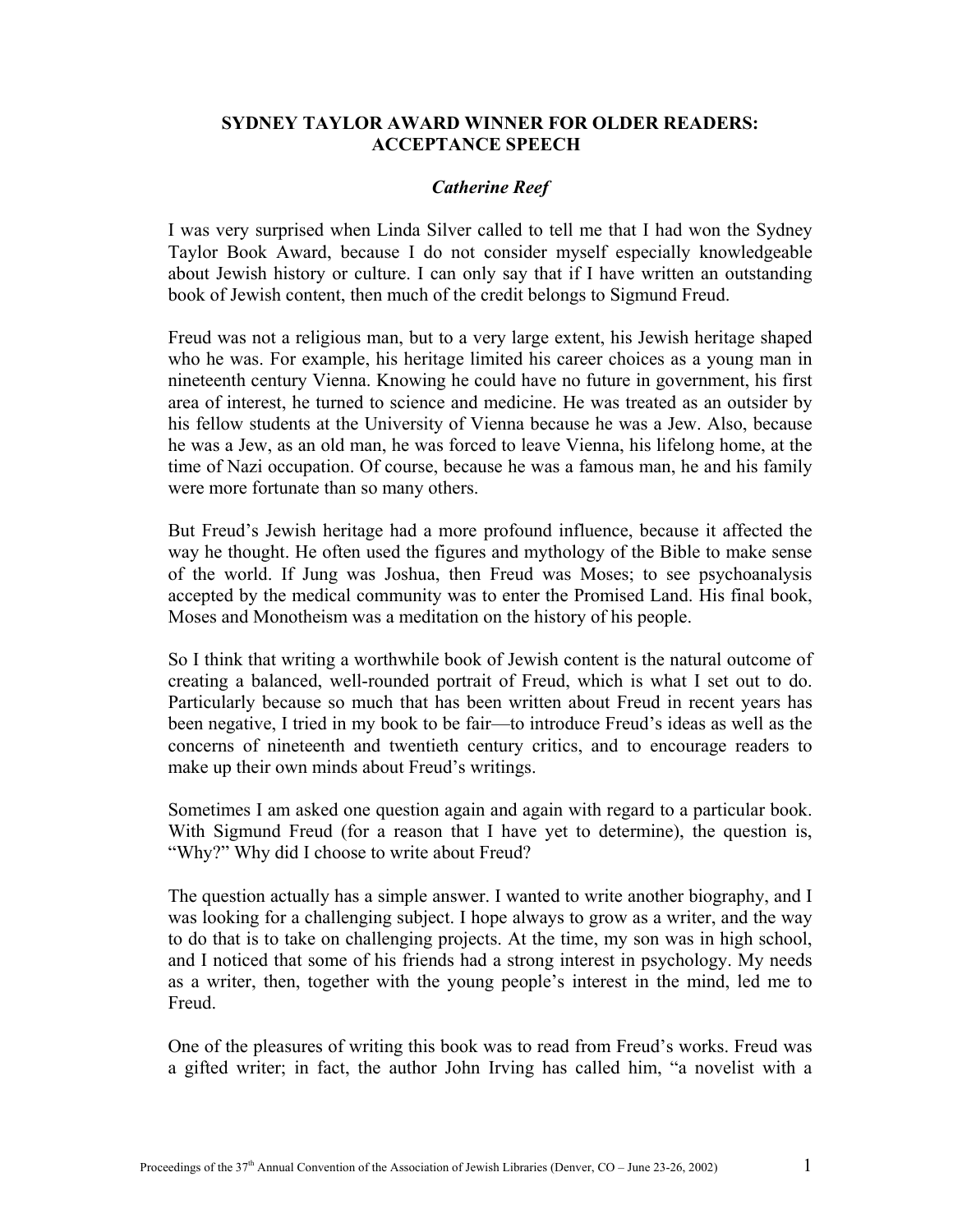# SYDNEY TAYLOR AWARD WINNER FOR OLDER READERS: ACCEPTANCE SPEECH

***Catherine Reef***

I was very surprised when Linda Silver called to tell me that I had won the Sydney Taylor Book Award, because I do not consider myself especially knowledgeable about Jewish history or culture. I can only say that if I have written an outstanding book of Jewish content, then much of the credit belongs to Sigmund Freud.

Freud was not a religious man, but to a very large extent, his Jewish heritage shaped who he was. For example, his heritage limited his career choices as a young man in nineteenth century Vienna. Knowing he could have no future in government, his first area of interest, he turned to science and medicine. He was treated as an outsider by his fellow students at the University of Vienna because he was a Jew. Also, because he was a Jew, as an old man, he was forced to leave Vienna, his lifelong home, at the time of Nazi occupation. Of course, because he was a famous man, he and his family were more fortunate than so many others.

But Freud's Jewish heritage had a more profound influence, because it affected the way he thought. He often used the figures and mythology of the Bible to make sense of the world. If Jung was Joshua, then Freud was Moses; to see psychoanalysis accepted by the medical community was to enter the Promised Land. His final book, Moses and Monotheism was a meditation on the history of his people.

So I think that writing a worthwhile book of Jewish content is the natural outcome of creating a balanced, well-rounded portrait of Freud, which is what I set out to do. Particularly because so much that has been written about Freud in recent years has been negative, I tried in my book to be fair—to introduce Freud's ideas as well as the concerns of nineteenth and twentieth century critics, and to encourage readers to make up their own minds about Freud's writings.

Sometimes I am asked one question again and again with regard to a particular book. With Sigmund Freud (for a reason that I have yet to determine), the question is, "Why?" Why did I choose to write about Freud?

The question actually has a simple answer. I wanted to write another biography, and I was looking for a challenging subject. I hope always to grow as a writer, and the way to do that is to take on challenging projects. At the time, my son was in high school, and I noticed that some of his friends had a strong interest in psychology. My needs as a writer, then, together with the young people's interest in the mind, led me to Freud.

One of the pleasures of writing this book was to read from Freud's works. Freud was a gifted writer; in fact, the author John Irving has called him, "a novelist with a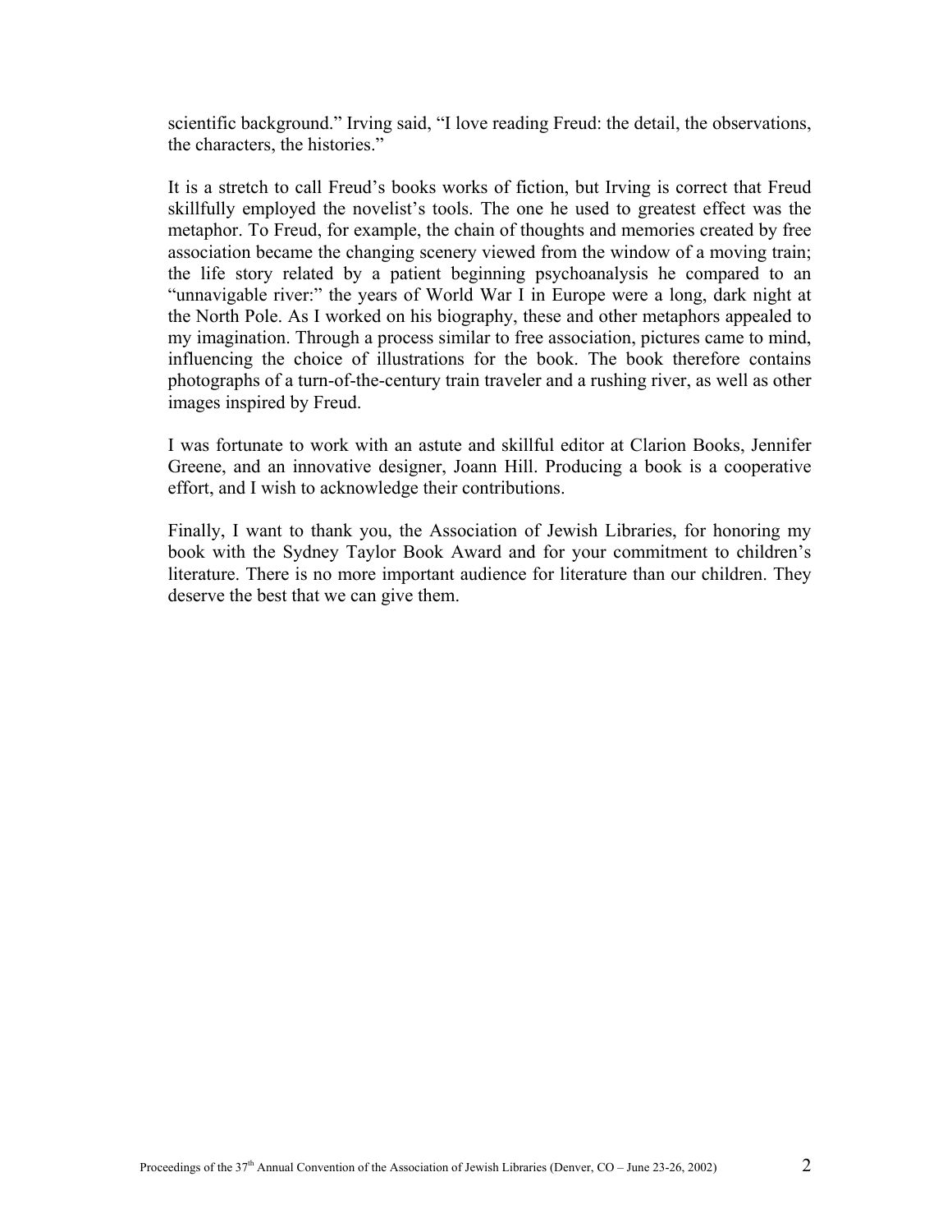scientific background." Irving said, "I love reading Freud: the detail, the observations, the characters, the histories."

It is a stretch to call Freud's books works of fiction, but Irving is correct that Freud skillfully employed the novelist's tools. The one he used to greatest effect was the metaphor. To Freud, for example, the chain of thoughts and memories created by free association became the changing scenery viewed from the window of a moving train; the life story related by a patient beginning psychoanalysis he compared to an "unnavigable river:" the years of World War I in Europe were a long, dark night at the North Pole. As I worked on his biography, these and other metaphors appealed to my imagination. Through a process similar to free association, pictures came to mind, influencing the choice of illustrations for the book. The book therefore contains photographs of a turn-of-the-century train traveler and a rushing river, as well as other images inspired by Freud.

I was fortunate to work with an astute and skillful editor at Clarion Books, Jennifer Greene, and an innovative designer, Joann Hill. Producing a book is a cooperative effort, and I wish to acknowledge their contributions.

Finally, I want to thank you, the Association of Jewish Libraries, for honoring my book with the Sydney Taylor Book Award and for your commitment to children's literature. There is no more important audience for literature than our children. They deserve the best that we can give them.